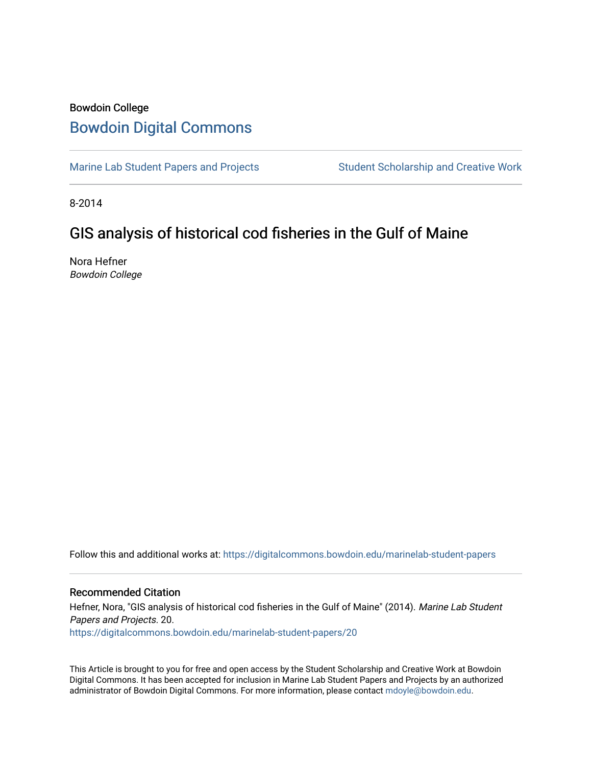Bowdoin College

# Bowdoin Digital Commons

Marine Lab Student Papers and Projects

Student Scholarship and Creative Work

8-2014

## GIS analysis of historical cod fisheries in the Gulf of Maine

Nora Hefner
*Bowdoin College*

Follow this and additional works at: https://digitalcommons.bowdoin.edu/marinelab-student-papers

### Recommended Citation

Hefner, Nora, "GIS analysis of historical cod fisheries in the Gulf of Maine" (2014). *Marine Lab Student Papers and Projects*. 20.
https://digitalcommons.bowdoin.edu/marinelab-student-papers/20

This Article is brought to you for free and open access by the Student Scholarship and Creative Work at Bowdoin Digital Commons. It has been accepted for inclusion in Marine Lab Student Papers and Projects by an authorized administrator of Bowdoin Digital Commons. For more information, please contact mdoyle@bowdoin.edu.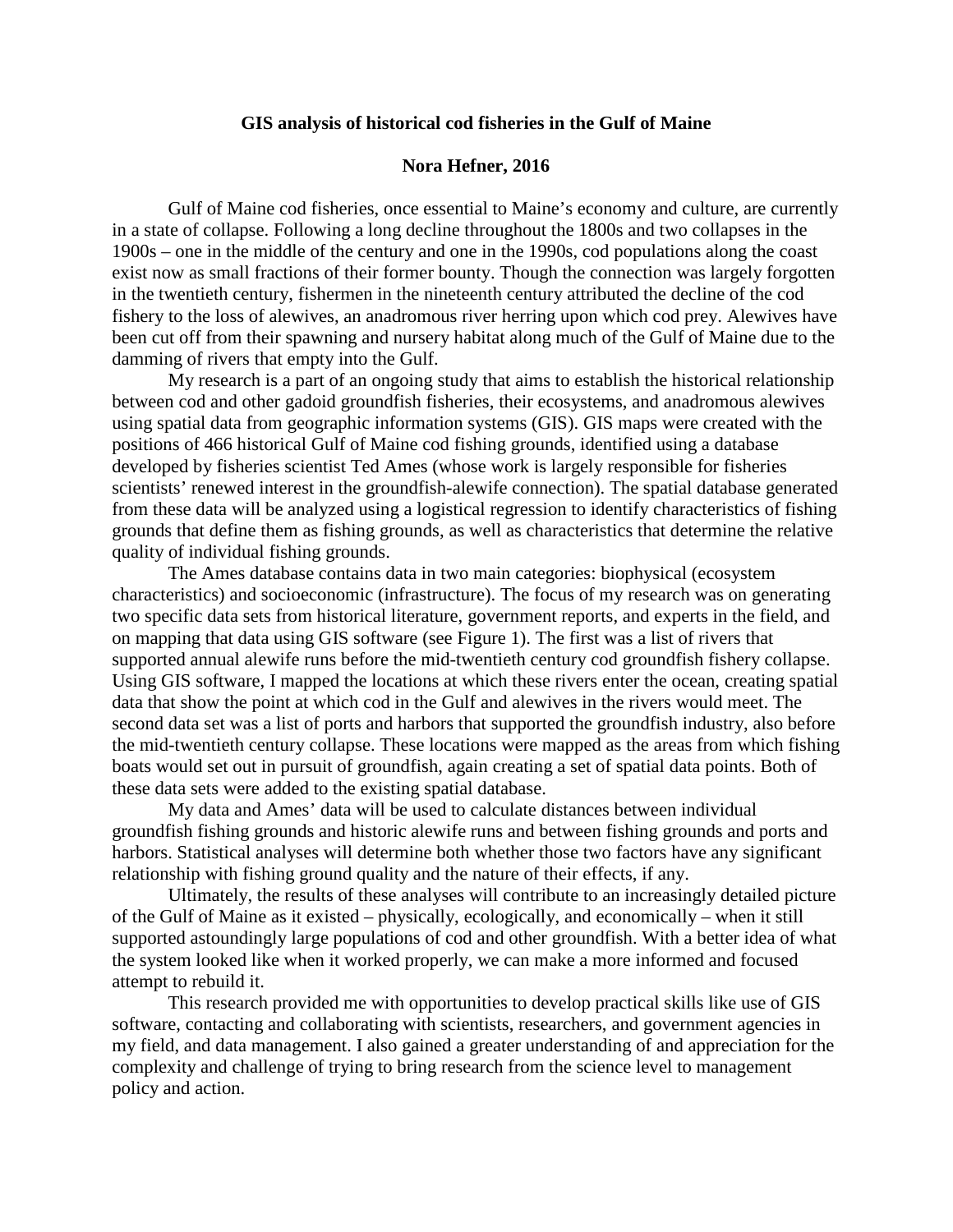**GIS analysis of historical cod fisheries in the Gulf of Maine**

**Nora Hefner, 2016**

Gulf of Maine cod fisheries, once essential to Maine's economy and culture, are currently in a state of collapse. Following a long decline throughout the 1800s and two collapses in the 1900s – one in the middle of the century and one in the 1990s, cod populations along the coast exist now as small fractions of their former bounty. Though the connection was largely forgotten in the twentieth century, fishermen in the nineteenth century attributed the decline of the cod fishery to the loss of alewives, an anadromous river herring upon which cod prey. Alewives have been cut off from their spawning and nursery habitat along much of the Gulf of Maine due to the damming of rivers that empty into the Gulf.

My research is a part of an ongoing study that aims to establish the historical relationship between cod and other gadoid groundfish fisheries, their ecosystems, and anadromous alewives using spatial data from geographic information systems (GIS). GIS maps were created with the positions of 466 historical Gulf of Maine cod fishing grounds, identified using a database developed by fisheries scientist Ted Ames (whose work is largely responsible for fisheries scientists' renewed interest in the groundfish-alewife connection). The spatial database generated from these data will be analyzed using a logistical regression to identify characteristics of fishing grounds that define them as fishing grounds, as well as characteristics that determine the relative quality of individual fishing grounds.

The Ames database contains data in two main categories: biophysical (ecosystem characteristics) and socioeconomic (infrastructure). The focus of my research was on generating two specific data sets from historical literature, government reports, and experts in the field, and on mapping that data using GIS software (see Figure 1). The first was a list of rivers that supported annual alewife runs before the mid-twentieth century cod groundfish fishery collapse. Using GIS software, I mapped the locations at which these rivers enter the ocean, creating spatial data that show the point at which cod in the Gulf and alewives in the rivers would meet. The second data set was a list of ports and harbors that supported the groundfish industry, also before the mid-twentieth century collapse. These locations were mapped as the areas from which fishing boats would set out in pursuit of groundfish, again creating a set of spatial data points. Both of these data sets were added to the existing spatial database.

My data and Ames' data will be used to calculate distances between individual groundfish fishing grounds and historic alewife runs and between fishing grounds and ports and harbors. Statistical analyses will determine both whether those two factors have any significant relationship with fishing ground quality and the nature of their effects, if any.

Ultimately, the results of these analyses will contribute to an increasingly detailed picture of the Gulf of Maine as it existed – physically, ecologically, and economically – when it still supported astoundingly large populations of cod and other groundfish. With a better idea of what the system looked like when it worked properly, we can make a more informed and focused attempt to rebuild it.

This research provided me with opportunities to develop practical skills like use of GIS software, contacting and collaborating with scientists, researchers, and government agencies in my field, and data management. I also gained a greater understanding of and appreciation for the complexity and challenge of trying to bring research from the science level to management policy and action.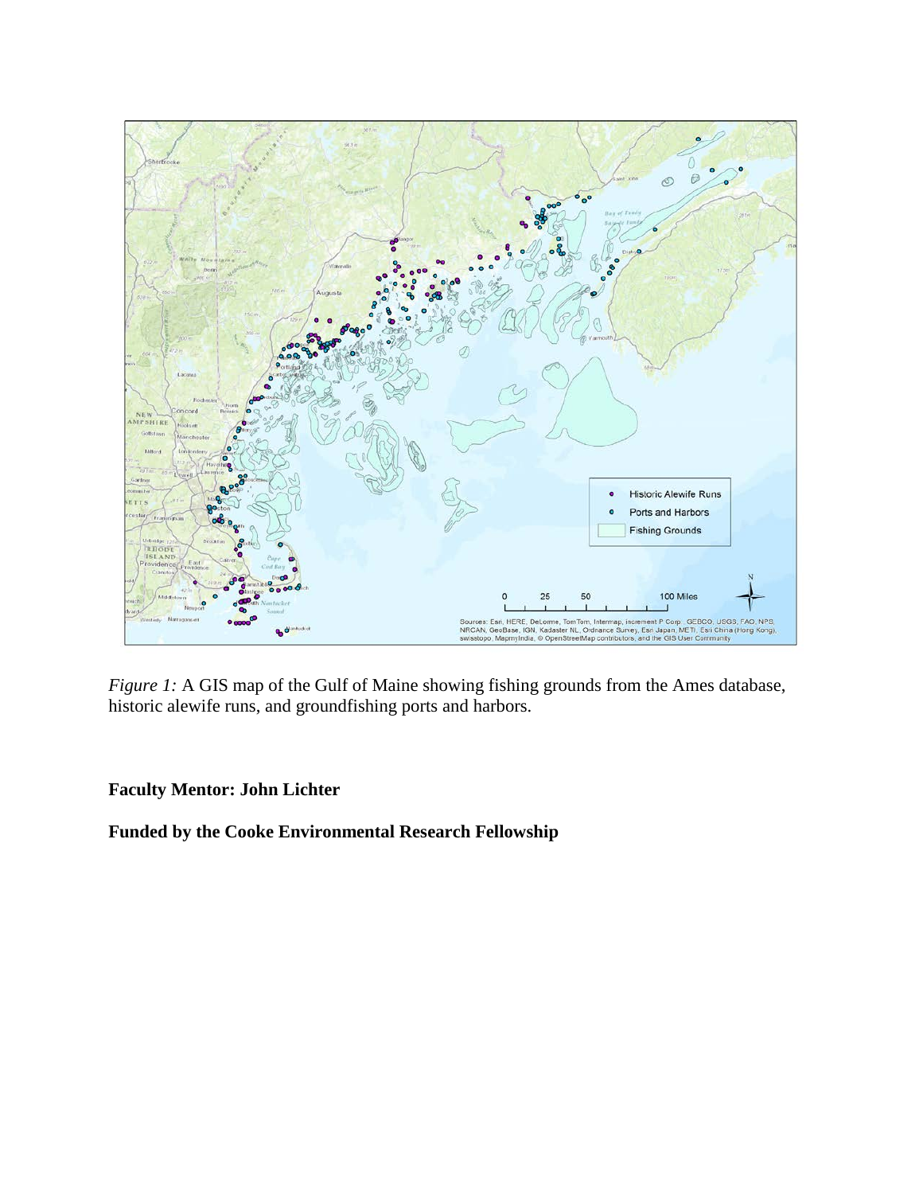Historic Alewife Runs

Ports and Harbors

Fishing Grounds

0 25 50 100 Miles

Sources: Esri, HERE, DeLorme, TomTom, Intermap, increment P Corp., GEBCO, USGS, FAO, NPS, NRCAN, GeoBase, IGN, Kadaster NL, Ordnance Survey, Esri Japan, METI, Esri China (Hong Kong), swisstopo, MapmyIndia, © OpenStreetMap contributors, and the GIS User Community

*Figure 1:* A GIS map of the Gulf of Maine showing fishing grounds from the Ames database, historic alewife runs, and groundfishing ports and harbors.

**Faculty Mentor: John Lichter**

**Funded by the Cooke Environmental Research Fellowship**